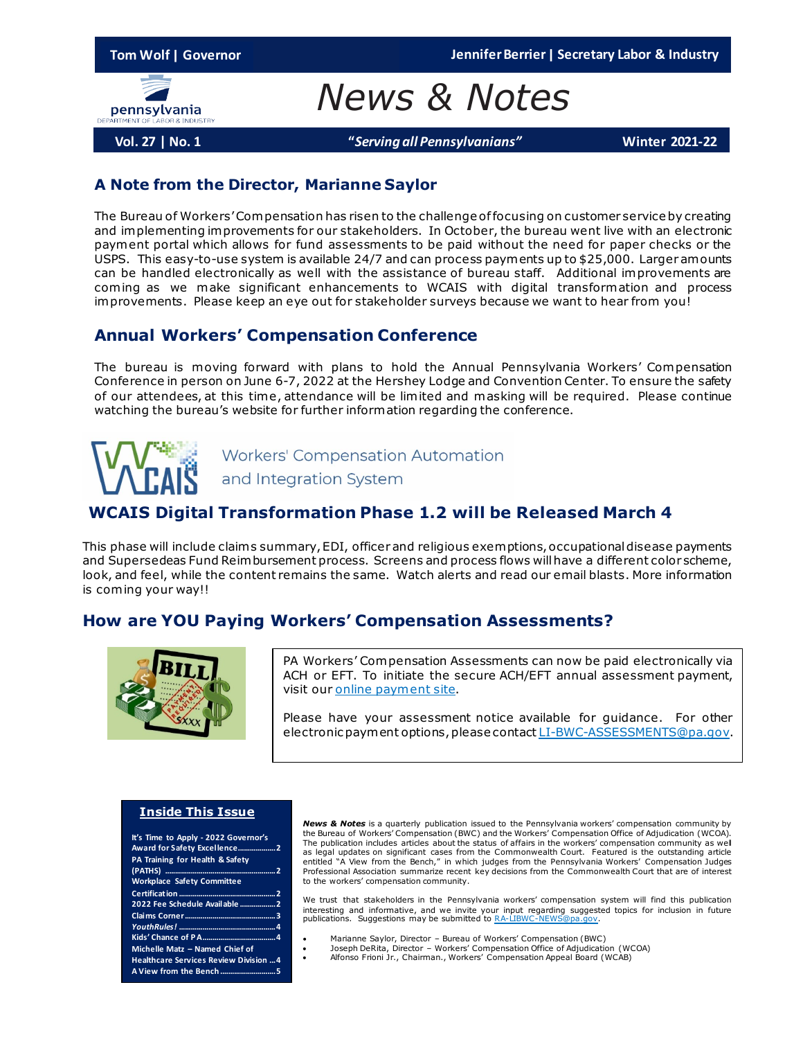Tom Wolf | Governor — Jennifer Berrier | Secretary Labor & Industry

# News & Notes

**Vol. 27 | No. 1** — ***"Serving all Pennsylvanians"*** — **Winter 2021-22**

## A Note from the Director, Marianne Saylor

The Bureau of Workers' Compensation has risen to the challenge of focusing on customer service by creating and implementing improvements for our stakeholders. In October, the bureau went live with an electronic payment portal which allows for fund assessments to be paid without the need for paper checks or the USPS. This easy-to-use system is available 24/7 and can process payments up to $25,000. Larger amounts can be handled electronically as well with the assistance of bureau staff. Additional improvements are coming as we make significant enhancements to WCAIS with digital transformation and process improvements. Please keep an eye out for stakeholder surveys because we want to hear from you!

## Annual Workers' Compensation Conference

The bureau is moving forward with plans to hold the Annual Pennsylvania Workers' Compensation Conference in person on June 6-7, 2022 at the Hershey Lodge and Convention Center. To ensure the safety of our attendees, at this time, attendance will be limited and masking will be required. Please continue watching the bureau's website for further information regarding the conference.

WCAIS — Workers' Compensation Automation and Integration System

## WCAIS Digital Transformation Phase 1.2 will be Released March 4

This phase will include claims summary, EDI, officer and religious exemptions, occupational disease payments and Supersedeas Fund Reimbursement process. Screens and process flows will have a different color scheme, look, and feel, while the content remains the same. Watch alerts and read our email blasts. More information is coming your way!!

## How are YOU Paying Workers' Compensation Assessments?

PA Workers' Compensation Assessments can now be paid electronically via ACH or EFT. To initiate the secure ACH/EFT annual assessment payment, visit our online payment site.

Please have your assessment notice available for guidance. For other electronic payment options, please contact LI-BWC-ASSESSMENTS@pa.gov.

### Inside This Issue

- It's Time to Apply - 2022 Governor's Award for Safety Excellence .......... 2
- PA Training for Health & Safety (PATHS) .......... 2
- Workplace Safety Committee Certification .......... 2
- 2022 Fee Schedule Available .......... 2
- Claims Corner .......... 3
- *YouthRules!* .......... 4
- Kids' Chance of PA .......... 4
- Michelle Matz – Named Chief of Healthcare Services Review Division .......... 4
- A View from the Bench .......... 5

***News & Notes*** is a quarterly publication issued to the Pennsylvania workers' compensation community by the Bureau of Workers' Compensation (BWC) and the Workers' Compensation Office of Adjudication (WCOA). The publication includes articles about the status of affairs in the workers' compensation community as well as legal updates on significant cases from the Commonwealth Court. Featured is the outstanding article entitled "A View from the Bench," in which judges from the Pennsylvania Workers' Compensation Judges Professional Association summarize recent key decisions from the Commonwealth Court that are of interest to the workers' compensation community.

We trust that stakeholders in the Pennsylvania workers' compensation system will find this publication interesting and informative, and we invite your input regarding suggested topics for inclusion in future publications. Suggestions may be submitted to RA-LIBWC-NEWS@pa.gov.

- Marianne Saylor, Director – Bureau of Workers' Compensation (BWC)
- Joseph DeRita, Director – Workers' Compensation Office of Adjudication (WCOA)
- Alfonso Frioni Jr., Chairman., Workers' Compensation Appeal Board (WCAB)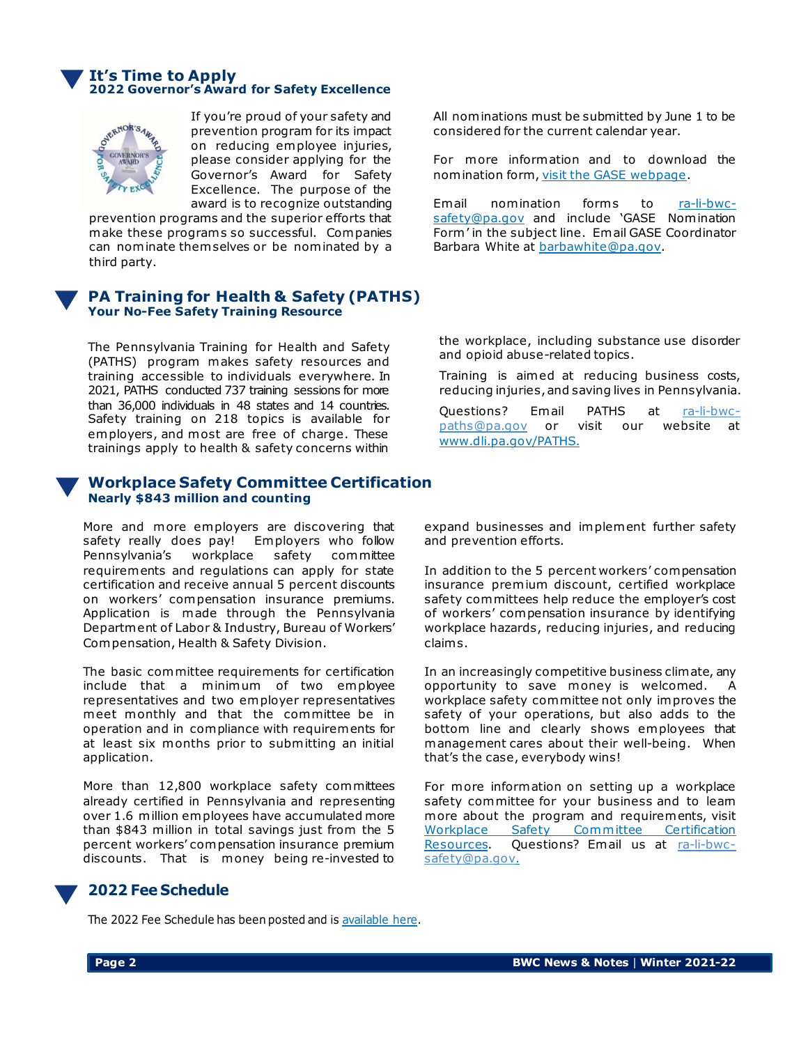## It's Time to Apply

### 2022 Governor's Award for Safety Excellence

If you're proud of your safety and prevention program for its impact on reducing employee injuries, please consider applying for the Governor's Award for Safety Excellence. The purpose of the award is to recognize outstanding prevention programs and the superior efforts that make these programs so successful. Companies can nominate themselves or be nominated by a third party.

All nominations must be submitted by June 1 to be considered for the current calendar year.

For more information and to download the nomination form, visit the GASE webpage.

Email nomination forms to ra-li-bwc-safety@pa.gov and include 'GASE Nomination Form' in the subject line. Email GASE Coordinator Barbara White at barbawhite@pa.gov.

## PA Training for Health & Safety (PATHS)

### Your No-Fee Safety Training Resource

The Pennsylvania Training for Health and Safety (PATHS) program makes safety resources and training accessible to individuals everywhere. In 2021, PATHS conducted 737 training sessions for more than 36,000 individuals in 48 states and 14 countries. Safety training on 218 topics is available for employers, and most are free of charge. These trainings apply to health & safety concerns within the workplace, including substance use disorder and opioid abuse-related topics.

Training is aimed at reducing business costs, reducing injuries, and saving lives in Pennsylvania.

Questions? Email PATHS at ra-li-bwc-paths@pa.gov or visit our website at www.dli.pa.gov/PATHS.

## Workplace Safety Committee Certification

### Nearly $843 million and counting

More and more employers are discovering that safety really does pay! Employers who follow Pennsylvania's workplace safety committee requirements and regulations can apply for state certification and receive annual 5 percent discounts on workers' compensation insurance premiums. Application is made through the Pennsylvania Department of Labor & Industry, Bureau of Workers' Compensation, Health & Safety Division.

The basic committee requirements for certification include that a minimum of two employee representatives and two employer representatives meet monthly and that the committee be in operation and in compliance with requirements for at least six months prior to submitting an initial application.

More than 12,800 workplace safety committees already certified in Pennsylvania and representing over 1.6 million employees have accumulated more than $843 million in total savings just from the 5 percent workers' compensation insurance premium discounts. That is money being re-invested to expand businesses and implement further safety and prevention efforts.

In addition to the 5 percent workers' compensation insurance premium discount, certified workplace safety committees help reduce the employer's cost of workers' compensation insurance by identifying workplace hazards, reducing injuries, and reducing claims.

In an increasingly competitive business climate, any opportunity to save money is welcomed. A workplace safety committee not only improves the safety of your operations, but also adds to the bottom line and clearly shows employees that management cares about their well-being. When that's the case, everybody wins!

For more information on setting up a workplace safety committee for your business and to learn more about the program and requirements, visit Workplace Safety Committee Certification Resources. Questions? Email us at ra-li-bwc-safety@pa.gov.

## 2022 Fee Schedule

The 2022 Fee Schedule has been posted and is available here.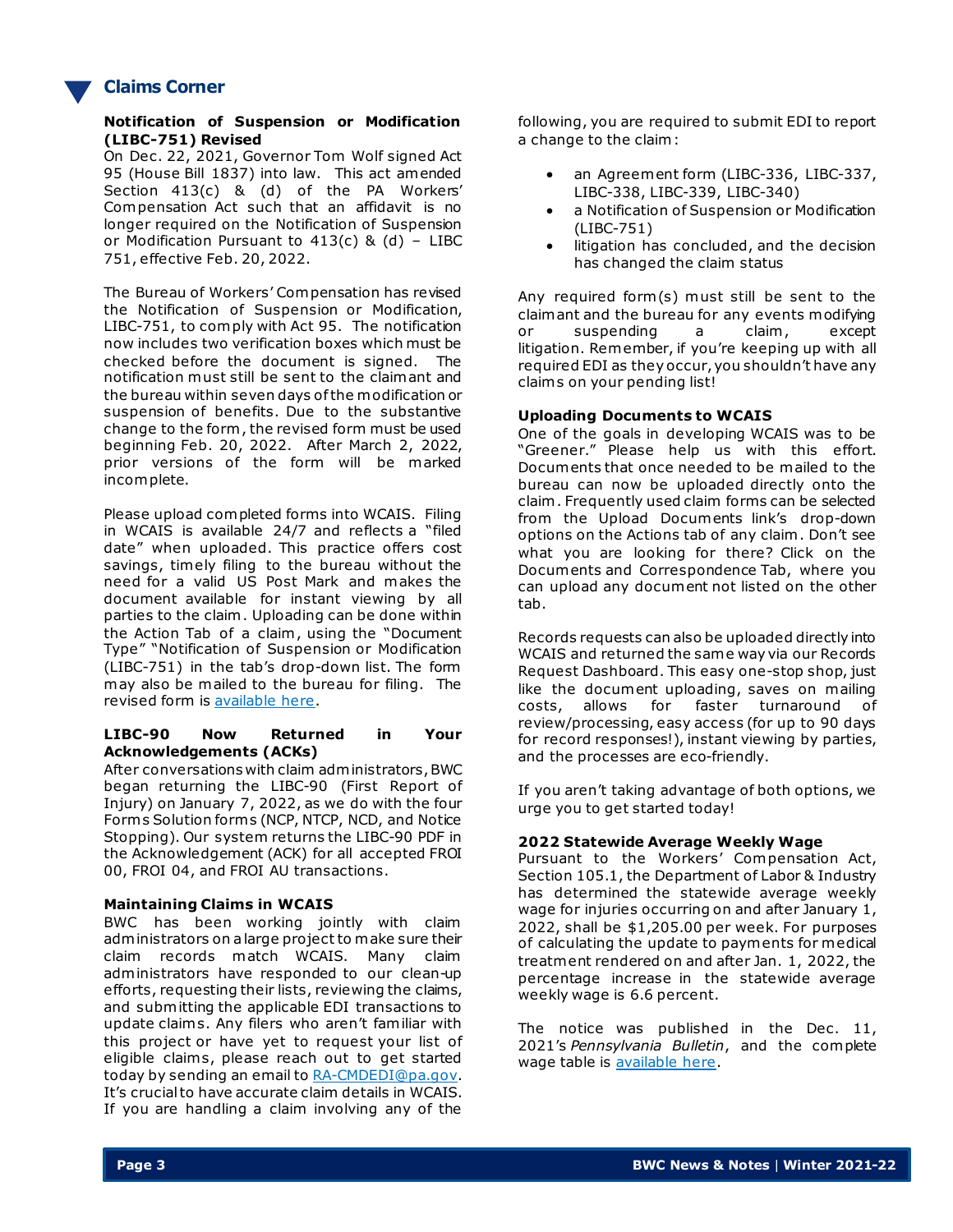## Claims Corner

### Notification of Suspension or Modification (LIBC-751) Revised

On Dec. 22, 2021, Governor Tom Wolf signed Act 95 (House Bill 1837) into law. This act amended Section 413(c) & (d) of the PA Workers' Compensation Act such that an affidavit is no longer required on the Notification of Suspension or Modification Pursuant to 413(c) & (d) – LIBC 751, effective Feb. 20, 2022.

The Bureau of Workers' Compensation has revised the Notification of Suspension or Modification, LIBC-751, to comply with Act 95. The notification now includes two verification boxes which must be checked before the document is signed. The notification must still be sent to the claimant and the bureau within seven days of the modification or suspension of benefits. Due to the substantive change to the form, the revised form must be used beginning Feb. 20, 2022. After March 2, 2022, prior versions of the form will be marked incomplete.

Please upload completed forms into WCAIS. Filing in WCAIS is available 24/7 and reflects a "filed date" when uploaded. This practice offers cost savings, timely filing to the bureau without the need for a valid US Post Mark and makes the document available for instant viewing by all parties to the claim. Uploading can be done within the Action Tab of a claim, using the "Document Type" "Notification of Suspension or Modification (LIBC-751) in the tab's drop-down list. The form may also be mailed to the bureau for filing. The revised form is available here.

### LIBC-90 Now Returned in Your Acknowledgements (ACKs)

After conversations with claim administrators, BWC began returning the LIBC-90 (First Report of Injury) on January 7, 2022, as we do with the four Forms Solution forms (NCP, NTCP, NCD, and Notice Stopping). Our system returns the LIBC-90 PDF in the Acknowledgement (ACK) for all accepted FROI 00, FROI 04, and FROI AU transactions.

### Maintaining Claims in WCAIS

BWC has been working jointly with claim administrators on a large project to make sure their claim records match WCAIS. Many claim administrators have responded to our clean-up efforts, requesting their lists, reviewing the claims, and submitting the applicable EDI transactions to update claims. Any filers who aren't familiar with this project or have yet to request your list of eligible claims, please reach out to get started today by sending an email to RA-CMDEDI@pa.gov. It's crucial to have accurate claim details in WCAIS. If you are handling a claim involving any of the following, you are required to submit EDI to report a change to the claim:

- an Agreement form (LIBC-336, LIBC-337, LIBC-338, LIBC-339, LIBC-340)
- a Notification of Suspension or Modification (LIBC-751)
- litigation has concluded, and the decision has changed the claim status

Any required form(s) must still be sent to the claimant and the bureau for any events modifying or suspending a claim, except litigation. Remember, if you're keeping up with all required EDI as they occur, you shouldn't have any claims on your pending list!

### Uploading Documents to WCAIS

One of the goals in developing WCAIS was to be "Greener." Please help us with this effort. Documents that once needed to be mailed to the bureau can now be uploaded directly onto the claim. Frequently used claim forms can be selected from the Upload Documents link's drop-down options on the Actions tab of any claim. Don't see what you are looking for there? Click on the Documents and Correspondence Tab, where you can upload any document not listed on the other tab.

Records requests can also be uploaded directly into WCAIS and returned the same way via our Records Request Dashboard. This easy one-stop shop, just like the document uploading, saves on mailing costs, allows for faster turnaround of review/processing, easy access (for up to 90 days for record responses!), instant viewing by parties, and the processes are eco-friendly.

If you aren't taking advantage of both options, we urge you to get started today!

### 2022 Statewide Average Weekly Wage

Pursuant to the Workers' Compensation Act, Section 105.1, the Department of Labor & Industry has determined the statewide average weekly wage for injuries occurring on and after January 1, 2022, shall be $1,205.00 per week. For purposes of calculating the update to payments for medical treatment rendered on and after Jan. 1, 2022, the percentage increase in the statewide average weekly wage is 6.6 percent.

The notice was published in the Dec. 11, 2021's *Pennsylvania Bulletin*, and the complete wage table is available here.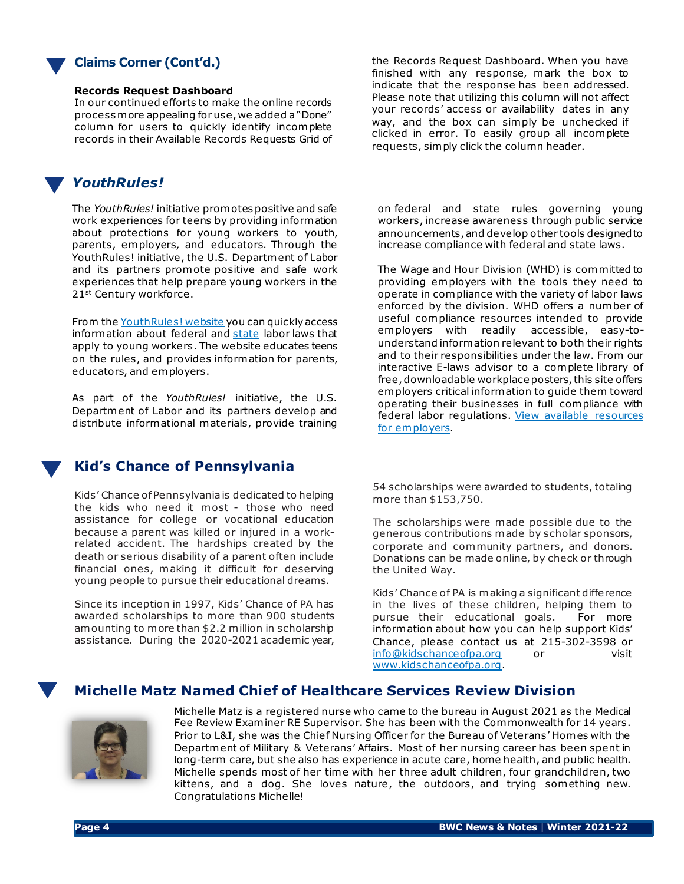## Claims Corner (Cont'd.)

**Records Request Dashboard**

In our continued efforts to make the online records process more appealing for use, we added a "Done" column for users to quickly identify incomplete records in their Available Records Requests Grid of the Records Request Dashboard. When you have finished with any response, mark the box to indicate that the response has been addressed. Please note that utilizing this column will not affect your records' access or availability dates in any way, and the box can simply be unchecked if clicked in error. To easily group all incomplete requests, simply click the column header.

## *YouthRules!*

The *YouthRules!* initiative promotes positive and safe work experiences for teens by providing information about protections for young workers to youth, parents, employers, and educators. Through the YouthRules! initiative, the U.S. Department of Labor and its partners promote positive and safe work experiences that help prepare young workers in the 21st Century workforce.

From the [YouthRules! website]() you can quickly access information about federal and [state]() labor laws that apply to young workers. The website educates teens on the rules, and provides information for parents, educators, and employers.

As part of the *YouthRules!* initiative, the U.S. Department of Labor and its partners develop and distribute informational materials, provide training on federal and state rules governing young workers, increase awareness through public service announcements, and develop other tools designed to increase compliance with federal and state laws.

The Wage and Hour Division (WHD) is committed to providing employers with the tools they need to operate in compliance with the variety of labor laws enforced by the division. WHD offers a number of useful compliance resources intended to provide employers with readily accessible, easy-to-understand information relevant to both their rights and to their responsibilities under the law. From our interactive E-laws advisor to a complete library of free, downloadable workplace posters, this site offers employers critical information to guide them toward operating their businesses in full compliance with federal labor regulations. [View available resources for employers]().

## Kid's Chance of Pennsylvania

Kids' Chance of Pennsylvania is dedicated to helping the kids who need it most - those who need assistance for college or vocational education because a parent was killed or injured in a work-related accident. The hardships created by the death or serious disability of a parent often include financial ones, making it difficult for deserving young people to pursue their educational dreams.

Since its inception in 1997, Kids' Chance of PA has awarded scholarships to more than 900 students amounting to more than $2.2 million in scholarship assistance. During the 2020-2021 academic year, 54 scholarships were awarded to students, totaling more than $153,750.

The scholarships were made possible due to the generous contributions made by scholar sponsors, corporate and community partners, and donors. Donations can be made online, by check or through the United Way.

Kids' Chance of PA is making a significant difference in the lives of these children, helping them to pursue their educational goals. For more information about how you can help support Kids' Chance, please contact us at 215-302-3598 or [info@kidschanceofpa.org](mailto:info@kidschanceofpa.org) or visit [www.kidschanceofpa.org](http://www.kidschanceofpa.org).

## Michelle Matz Named Chief of Healthcare Services Review Division

Michelle Matz is a registered nurse who came to the bureau in August 2021 as the Medical Fee Review Examiner RE Supervisor. She has been with the Commonwealth for 14 years. Prior to L&I, she was the Chief Nursing Officer for the Bureau of Veterans' Homes with the Department of Military & Veterans' Affairs. Most of her nursing career has been spent in long-term care, but she also has experience in acute care, home health, and public health. Michelle spends most of her time with her three adult children, four grandchildren, two kittens, and a dog. She loves nature, the outdoors, and trying something new. Congratulations Michelle!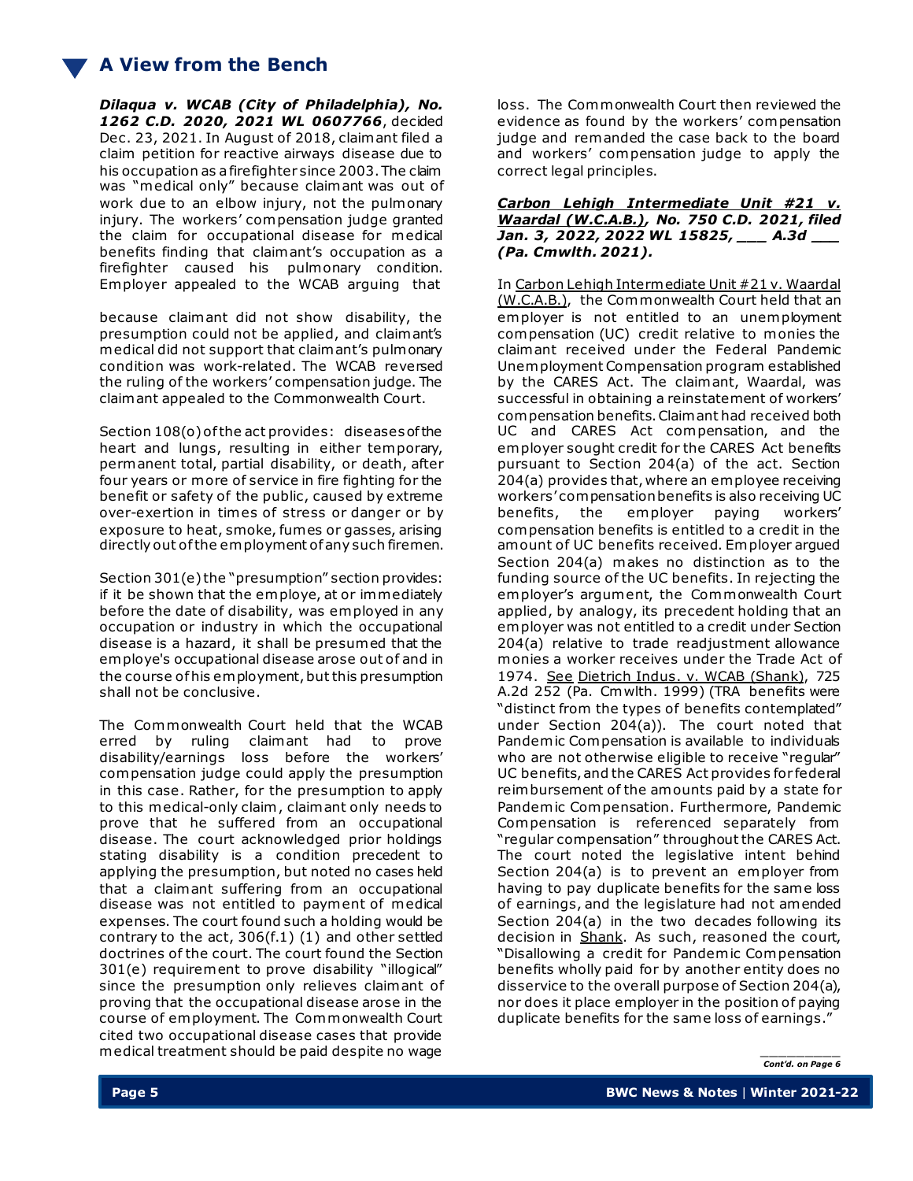## A View from the Bench

***Dilaqua v. WCAB (City of Philadelphia), No. 1262 C.D. 2020, 2021 WL 0607766***, decided Dec. 23, 2021. In August of 2018, claimant filed a claim petition for reactive airways disease due to his occupation as a firefighter since 2003. The claim was "medical only" because claimant was out of work due to an elbow injury, not the pulmonary injury. The workers' compensation judge granted the claim for occupational disease for medical benefits finding that claimant's occupation as a firefighter caused his pulmonary condition. Employer appealed to the WCAB arguing that because claimant did not show disability, the presumption could not be applied, and claimant's medical did not support that claimant's pulmonary condition was work-related. The WCAB reversed the ruling of the workers' compensation judge. The claimant appealed to the Commonwealth Court.

Section 108(o) of the act provides: diseases of the heart and lungs, resulting in either temporary, permanent total, partial disability, or death, after four years or more of service in fire fighting for the benefit or safety of the public, caused by extreme over-exertion in times of stress or danger or by exposure to heat, smoke, fumes or gasses, arising directly out of the employment of any such firemen.

Section 301(e) the "presumption" section provides: if it be shown that the employe, at or immediately before the date of disability, was employed in any occupation or industry in which the occupational disease is a hazard, it shall be presumed that the employe's occupational disease arose out of and in the course of his employment, but this presumption shall not be conclusive.

The Commonwealth Court held that the WCAB erred by ruling claimant had to prove disability/earnings loss before the workers' compensation judge could apply the presumption in this case. Rather, for the presumption to apply to this medical-only claim, claimant only needs to prove that he suffered from an occupational disease. The court acknowledged prior holdings stating disability is a condition precedent to applying the presumption, but noted no cases held that a claimant suffering from an occupational disease was not entitled to payment of medical expenses. The court found such a holding would be contrary to the act, 306(f.1) (1) and other settled doctrines of the court. The court found the Section 301(e) requirement to prove disability "illogical" since the presumption only relieves claimant of proving that the occupational disease arose in the course of employment. The Commonwealth Court cited two occupational disease cases that provide medical treatment should be paid despite no wage loss. The Commonwealth Court then reviewed the evidence as found by the workers' compensation judge and remanded the case back to the board and workers' compensation judge to apply the correct legal principles.

***Carbon Lehigh Intermediate Unit #21 v. Waardal (W.C.A.B.), No. 750 C.D. 2021, filed Jan. 3, 2022, 2022 WL 15825, ___ A.3d ___ (Pa. Cmwlth. 2021).***

In Carbon Lehigh Intermediate Unit #21 v. Waardal (W.C.A.B.), the Commonwealth Court held that an employer is not entitled to an unemployment compensation (UC) credit relative to monies the claimant received under the Federal Pandemic Unemployment Compensation program established by the CARES Act. The claimant, Waardal, was successful in obtaining a reinstatement of workers' compensation benefits. Claimant had received both UC and CARES Act compensation, and the employer sought credit for the CARES Act benefits pursuant to Section 204(a) of the act. Section 204(a) provides that, where an employee receiving workers' compensation benefits is also receiving UC benefits, the employer paying workers' compensation benefits is entitled to a credit in the amount of UC benefits received. Employer argued Section 204(a) makes no distinction as to the funding source of the UC benefits. In rejecting the employer's argument, the Commonwealth Court applied, by analogy, its precedent holding that an employer was not entitled to a credit under Section 204(a) relative to trade readjustment allowance monies a worker receives under the Trade Act of 1974. See Dietrich Indus. v. WCAB (Shank), 725 A.2d 252 (Pa. Cmwlth. 1999) (TRA benefits were "distinct from the types of benefits contemplated" under Section 204(a)). The court noted that Pandemic Compensation is available to individuals who are not otherwise eligible to receive "regular" UC benefits, and the CARES Act provides for federal reimbursement of the amounts paid by a state for Pandemic Compensation. Furthermore, Pandemic Compensation is referenced separately from "regular compensation" throughout the CARES Act. The court noted the legislative intent behind Section 204(a) is to prevent an employer from having to pay duplicate benefits for the same loss of earnings, and the legislature had not amended Section 204(a) in the two decades following its decision in Shank. As such, reasoned the court, "Disallowing a credit for Pandemic Compensation benefits wholly paid for by another entity does no disservice to the overall purpose of Section 204(a), nor does it place employer in the position of paying duplicate benefits for the same loss of earnings."

*Cont'd. on Page 6*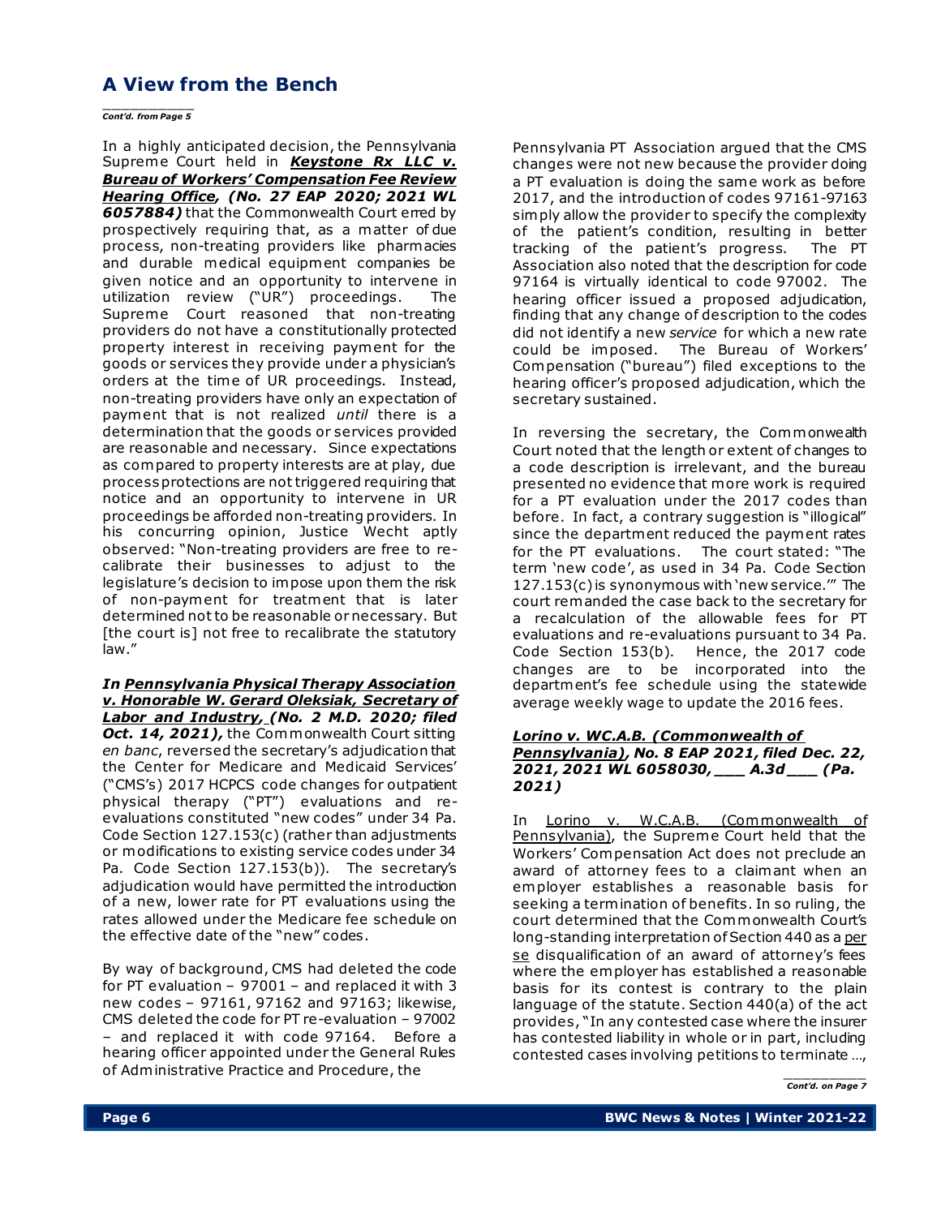## A View from the Bench

*Cont'd. from Page 5*

In a highly anticipated decision, the Pennsylvania Supreme Court held in ***Keystone Rx LLC v. Bureau of Workers' Compensation Fee Review Hearing Office*, (No. 27 EAP 2020; 2021 WL 6057884)** that the Commonwealth Court erred by prospectively requiring that, as a matter of due process, non-treating providers like pharmacies and durable medical equipment companies be given notice and an opportunity to intervene in utilization review ("UR") proceedings. The Supreme Court reasoned that non-treating providers do not have a constitutionally protected property interest in receiving payment for the goods or services they provide under a physician's orders at the time of UR proceedings. Instead, non-treating providers have only an expectation of payment that is not realized *until* there is a determination that the goods or services provided are reasonable and necessary. Since expectations as compared to property interests are at play, due process protections are not triggered requiring that notice and an opportunity to intervene in UR proceedings be afforded non-treating providers. In his concurring opinion, Justice Wecht aptly observed: "Non-treating providers are free to re-calibrate their businesses to adjust to the legislature's decision to impose upon them the risk of non-payment for treatment that is later determined not to be reasonable or necessary. But [the court is] not free to recalibrate the statutory law."

***In Pennsylvania Physical Therapy Association v. Honorable W. Gerard Oleksiak, Secretary of Labor and Industry*, (No. 2 M.D. 2020; filed Oct. 14, 2021),** the Commonwealth Court sitting *en banc*, reversed the secretary's adjudication that the Center for Medicare and Medicaid Services' ("CMS's") 2017 HCPCS code changes for outpatient physical therapy ("PT") evaluations and re-evaluations constituted "new codes" under 34 Pa. Code Section 127.153(c) (rather than adjustments or modifications to existing service codes under 34 Pa. Code Section 127.153(b)). The secretary's adjudication would have permitted the introduction of a new, lower rate for PT evaluations using the rates allowed under the Medicare fee schedule on the effective date of the "new" codes.

By way of background, CMS had deleted the code for PT evaluation – 97001 – and replaced it with 3 new codes – 97161, 97162 and 97163; likewise, CMS deleted the code for PT re-evaluation – 97002 – and replaced it with code 97164. Before a hearing officer appointed under the General Rules of Administrative Practice and Procedure, the Pennsylvania PT Association argued that the CMS changes were not new because the provider doing a PT evaluation is doing the same work as before 2017, and the introduction of codes 97161-97163 simply allow the provider to specify the complexity of the patient's condition, resulting in better tracking of the patient's progress. The PT Association also noted that the description for code 97164 is virtually identical to code 97002. The hearing officer issued a proposed adjudication, finding that any change of description to the codes did not identify a new *service* for which a new rate could be imposed. The Bureau of Workers' Compensation ("bureau") filed exceptions to the hearing officer's proposed adjudication, which the secretary sustained.

In reversing the secretary, the Commonwealth Court noted that the length or extent of changes to a code description is irrelevant, and the bureau presented no evidence that more work is required for a PT evaluation under the 2017 codes than before. In fact, a contrary suggestion is "illogical" since the department reduced the payment rates for the PT evaluations. The court stated: "The term 'new code', as used in 34 Pa. Code Section 127.153(c) is synonymous with 'new service.'" The court remanded the case back to the secretary for a recalculation of the allowable fees for PT evaluations and re-evaluations pursuant to 34 Pa. Code Section 153(b). Hence, the 2017 code changes are to be incorporated into the department's fee schedule using the statewide average weekly wage to update the 2016 fees.

### *Lorino v. WC.A.B. (Commonwealth of Pennsylvania)*, No. 8 EAP 2021, filed Dec. 22, 2021, 2021 WL 6058030, ___ A.3d ___ (Pa. 2021)

In Lorino v. W.C.A.B. (Commonwealth of Pennsylvania), the Supreme Court held that the Workers' Compensation Act does not preclude an award of attorney fees to a claimant when an employer establishes a reasonable basis for seeking a termination of benefits. In so ruling, the court determined that the Commonwealth Court's long-standing interpretation of Section 440 as a per se disqualification of an award of attorney's fees where the employer has established a reasonable basis for its contest is contrary to the plain language of the statute. Section 440(a) of the act provides, "In any contested case where the insurer has contested liability in whole or in part, including contested cases involving petitions to terminate …,

*Cont'd. on Page 7*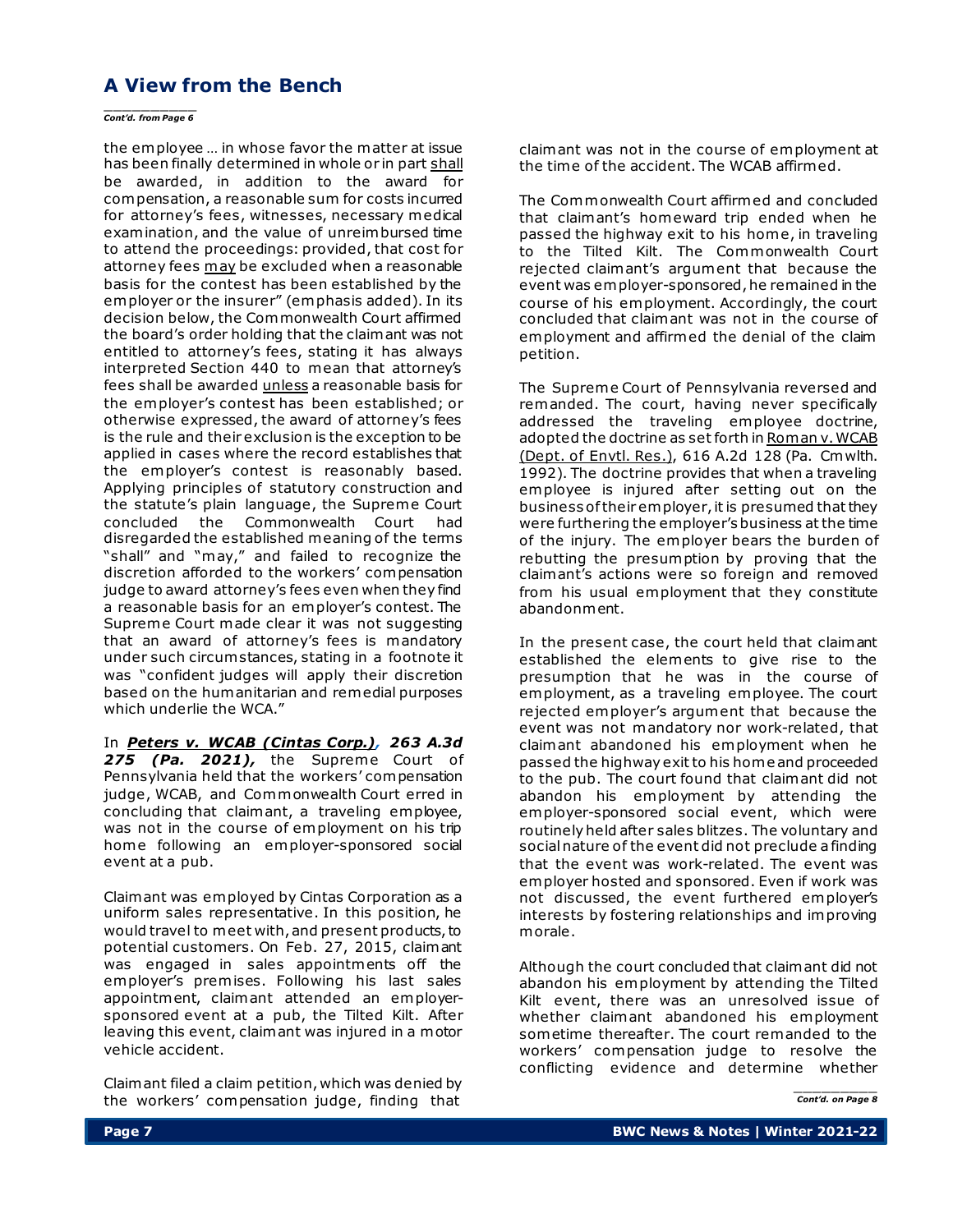## A View from the Bench

*Cont'd. from Page 6*

the employee … in whose favor the matter at issue has been finally determined in whole or in part shall be awarded, in addition to the award for compensation, a reasonable sum for costs incurred for attorney's fees, witnesses, necessary medical examination, and the value of unreimbursed time to attend the proceedings: provided, that cost for attorney fees may be excluded when a reasonable basis for the contest has been established by the employer or the insurer" (emphasis added). In its decision below, the Commonwealth Court affirmed the board's order holding that the claimant was not entitled to attorney's fees, stating it has always interpreted Section 440 to mean that attorney's fees shall be awarded unless a reasonable basis for the employer's contest has been established; or otherwise expressed, the award of attorney's fees is the rule and their exclusion is the exception to be applied in cases where the record establishes that the employer's contest is reasonably based. Applying principles of statutory construction and the statute's plain language, the Supreme Court concluded the Commonwealth Court had disregarded the established meaning of the terms "shall" and "may," and failed to recognize the discretion afforded to the workers' compensation judge to award attorney's fees even when they find a reasonable basis for an employer's contest. The Supreme Court made clear it was not suggesting that an award of attorney's fees is mandatory under such circumstances, stating in a footnote it was "confident judges will apply their discretion based on the humanitarian and remedial purposes which underlie the WCA."

In ***Peters v. WCAB (Cintas Corp.), 263 A.3d 275 (Pa. 2021),*** the Supreme Court of Pennsylvania held that the workers' compensation judge, WCAB, and Commonwealth Court erred in concluding that claimant, a traveling employee, was not in the course of employment on his trip home following an employer-sponsored social event at a pub.

Claimant was employed by Cintas Corporation as a uniform sales representative. In this position, he would travel to meet with, and present products, to potential customers. On Feb. 27, 2015, claimant was engaged in sales appointments off the employer's premises. Following his last sales appointment, claimant attended an employer-sponsored event at a pub, the Tilted Kilt. After leaving this event, claimant was injured in a motor vehicle accident.

Claimant filed a claim petition, which was denied by the workers' compensation judge, finding that claimant was not in the course of employment at the time of the accident. The WCAB affirmed.

The Commonwealth Court affirmed and concluded that claimant's homeward trip ended when he passed the highway exit to his home, in traveling to the Tilted Kilt. The Commonwealth Court rejected claimant's argument that because the event was employer-sponsored, he remained in the course of his employment. Accordingly, the court concluded that claimant was not in the course of employment and affirmed the denial of the claim petition.

The Supreme Court of Pennsylvania reversed and remanded. The court, having never specifically addressed the traveling employee doctrine, adopted the doctrine as set forth in Roman v. WCAB (Dept. of Envtl. Res.), 616 A.2d 128 (Pa. Cmwlth. 1992). The doctrine provides that when a traveling employee is injured after setting out on the business of their employer, it is presumed that they were furthering the employer's business at the time of the injury. The employer bears the burden of rebutting the presumption by proving that the claimant's actions were so foreign and removed from his usual employment that they constitute abandonment.

In the present case, the court held that claimant established the elements to give rise to the presumption that he was in the course of employment, as a traveling employee. The court rejected employer's argument that because the event was not mandatory nor work-related, that claimant abandoned his employment when he passed the highway exit to his home and proceeded to the pub. The court found that claimant did not abandon his employment by attending the employer-sponsored social event, which were routinely held after sales blitzes. The voluntary and social nature of the event did not preclude a finding that the event was work-related. The event was employer hosted and sponsored. Even if work was not discussed, the event furthered employer's interests by fostering relationships and improving morale.

Although the court concluded that claimant did not abandon his employment by attending the Tilted Kilt event, there was an unresolved issue of whether claimant abandoned his employment sometime thereafter. The court remanded to the workers' compensation judge to resolve the conflicting evidence and determine whether

*Cont'd. on Page 8*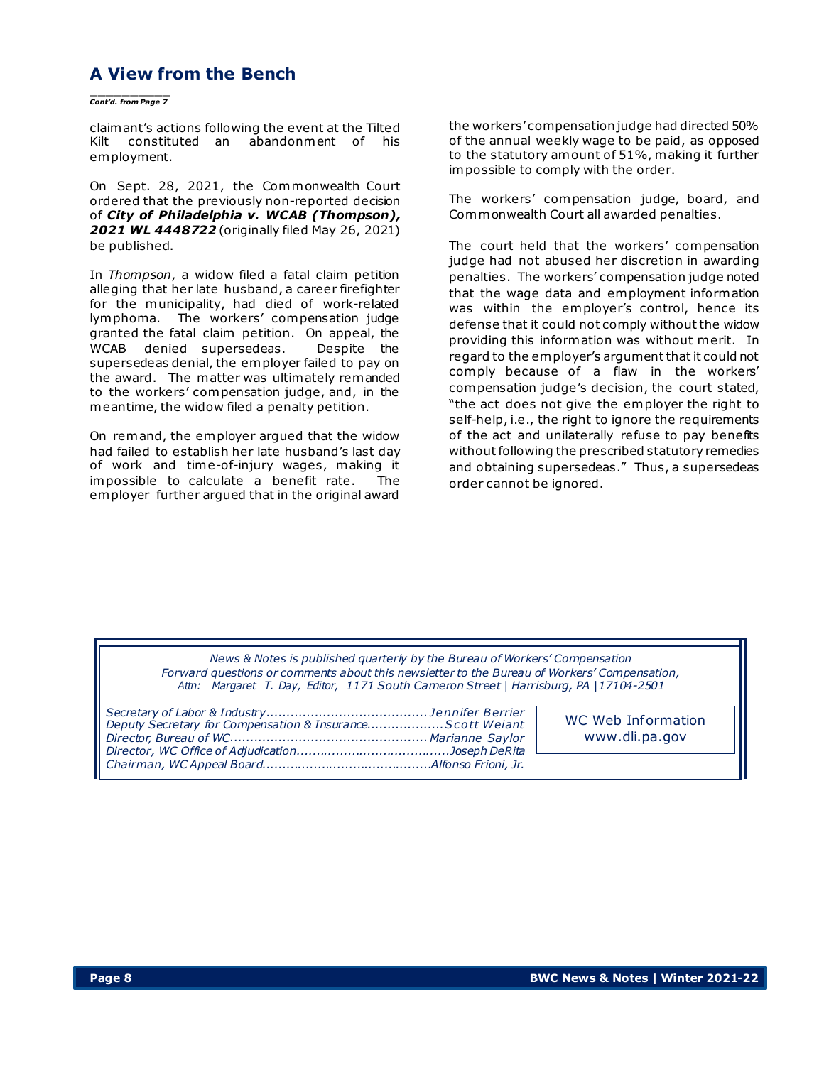## A View from the Bench

*Cont'd. from Page 7*

claimant's actions following the event at the Tilted Kilt constituted an abandonment of his employment.

On Sept. 28, 2021, the Commonwealth Court ordered that the previously non-reported decision of ***City of Philadelphia v. WCAB (Thompson), 2021 WL 4448722*** (originally filed May 26, 2021) be published.

In *Thompson*, a widow filed a fatal claim petition alleging that her late husband, a career firefighter for the municipality, had died of work-related lymphoma. The workers' compensation judge granted the fatal claim petition. On appeal, the WCAB denied supersedeas. Despite the supersedeas denial, the employer failed to pay on the award. The matter was ultimately remanded to the workers' compensation judge, and, in the meantime, the widow filed a penalty petition.

On remand, the employer argued that the widow had failed to establish her late husband's last day of work and time-of-injury wages, making it impossible to calculate a benefit rate. The employer further argued that in the original award the workers' compensation judge had directed 50% of the annual weekly wage to be paid, as opposed to the statutory amount of 51%, making it further impossible to comply with the order.

The workers' compensation judge, board, and Commonwealth Court all awarded penalties.

The court held that the workers' compensation judge had not abused her discretion in awarding penalties. The workers' compensation judge noted that the wage data and employment information was within the employer's control, hence its defense that it could not comply without the widow providing this information was without merit. In regard to the employer's argument that it could not comply because of a flaw in the workers' compensation judge's decision, the court stated, "the act does not give the employer the right to self-help, i.e., the right to ignore the requirements of the act and unilaterally refuse to pay benefits without following the prescribed statutory remedies and obtaining supersedeas." Thus, a supersedeas order cannot be ignored.

*News & Notes is published quarterly by the Bureau of Workers' Compensation*
*Forward questions or comments about this newsletter to the Bureau of Workers' Compensation, Attn: Margaret T. Day, Editor, 1171 South Cameron Street | Harrisburg, PA |17104-2501*

*Secretary of Labor & Industry........................................Jennifer Berrier*
*Deputy Secretary for Compensation & Insurance...................Scott Weiant*
*Director, Bureau of WC................................................Marianne Saylor*
*Director, WC Office of Adjudication......................................Joseph DeRita*
*Chairman, WC Appeal Board..........................................Alfonso Frioni, Jr.*

WC Web Information
www.dli.pa.gov